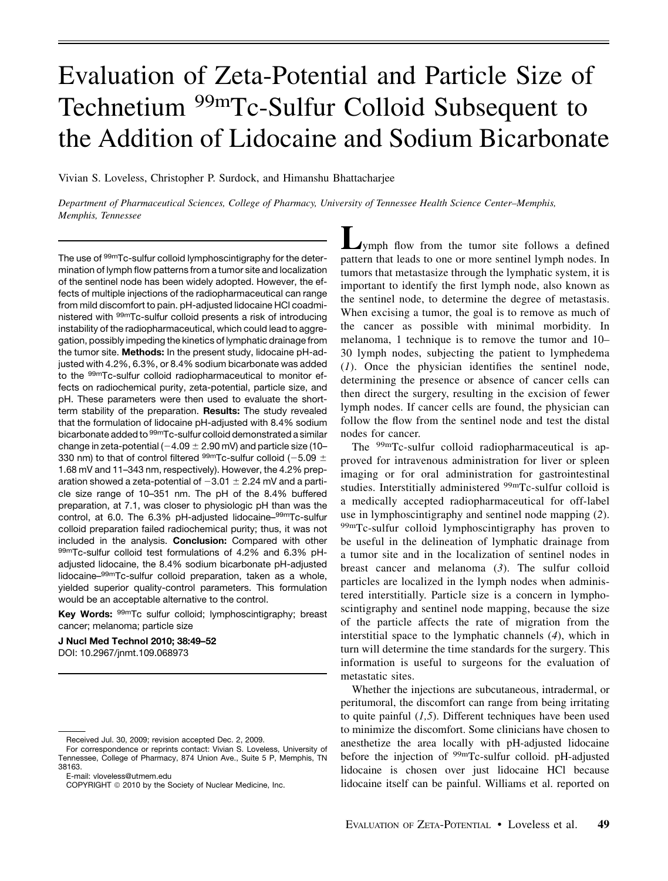# Evaluation of Zeta-Potential and Particle Size of Technetium $^{99m}$Tc-Sulfur Colloid Subsequent to the Addition of Lidocaine and Sodium Bicarbonate

Vivian S. Loveless, Christopher P. Surdock, and Himanshu Bhattacharjee

*Department of Pharmaceutical Sciences, College of Pharmacy, University of Tennessee Health Science Center–Memphis, Memphis, Tennessee*

The use of $^{99m}$Tc-sulfur colloid lymphoscintigraphy for the determination of lymph flow patterns from a tumor site and localization of the sentinel node has been widely adopted. However, the effects of multiple injections of the radiopharmaceutical can range from mild discomfort to pain. pH-adjusted lidocaine HCl coadministered with $^{99m}$Tc-sulfur colloid presents a risk of introducing instability of the radiopharmaceutical, which could lead to aggregation, possibly impeding the kinetics of lymphatic drainage from the tumor site. **Methods:** In the present study, lidocaine pH-adjusted with 4.2%, 6.3%, or 8.4% sodium bicarbonate was added to the $^{99m}$Tc-sulfur colloid radiopharmaceutical to monitor effects on radiochemical purity, zeta-potential, particle size, and pH. These parameters were then used to evaluate the short-term stability of the preparation. **Results:** The study revealed that the formulation of lidocaine pH-adjusted with 8.4% sodium bicarbonate added to $^{99m}$Tc-sulfur colloid demonstrated a similar change in zeta-potential ($-4.09 \pm 2.90$ mV) and particle size (10–330 nm) to that of control filtered $^{99m}$Tc-sulfur colloid ($-5.09 \pm 1.68$ mV and 11–343 nm, respectively). However, the 4.2% preparation showed a zeta-potential of $-3.01 \pm 2.24$ mV and a particle size range of 10–351 nm. The pH of the 8.4% buffered preparation, at 7.1, was closer to physiologic pH than was the control, at 6.0. The 6.3% pH-adjusted lidocaine–$^{99m}$Tc-sulfur colloid preparation failed radiochemical purity; thus, it was not included in the analysis. **Conclusion:** Compared with other $^{99m}$Tc-sulfur colloid test formulations of 4.2% and 6.3% pH-adjusted lidocaine, the 8.4% sodium bicarbonate pH-adjusted lidocaine–$^{99m}$Tc-sulfur colloid preparation, taken as a whole, yielded superior quality-control parameters. This formulation would be an acceptable alternative to the control.

**Key Words:** $^{99m}$Tc sulfur colloid; lymphoscintigraphy; breast cancer; melanoma; particle size

**J Nucl Med Technol 2010; 38:49–52**
DOI: 10.2967/jnmt.109.068973

Received Jul. 30, 2009; revision accepted Dec. 2, 2009.
For correspondence or reprints contact: Vivian S. Loveless, University of Tennessee, College of Pharmacy, 874 Union Ave., Suite 5 P, Memphis, TN 38163.
E-mail: vloveless@utmem.edu
COPYRIGHT © 2010 by the Society of Nuclear Medicine, Inc.

Lymph flow from the tumor site follows a defined pattern that leads to one or more sentinel lymph nodes. In tumors that metastasize through the lymphatic system, it is important to identify the first lymph node, also known as the sentinel node, to determine the degree of metastasis. When excising a tumor, the goal is to remove as much of the cancer as possible with minimal morbidity. In melanoma, 1 technique is to remove the tumor and 10–30 lymph nodes, subjecting the patient to lymphedema (*1*). Once the physician identifies the sentinel node, determining the presence or absence of cancer cells can then direct the surgery, resulting in the excision of fewer lymph nodes. If cancer cells are found, the physician can follow the flow from the sentinel node and test the distal nodes for cancer.

The $^{99m}$Tc-sulfur colloid radiopharmaceutical is approved for intravenous administration for liver or spleen imaging or for oral administration for gastrointestinal studies. Interstitially administered $^{99m}$Tc-sulfur colloid is a medically accepted radiopharmaceutical for off-label use in lymphoscintigraphy and sentinel node mapping (*2*). $^{99m}$Tc-sulfur colloid lymphoscintigraphy has proven to be useful in the delineation of lymphatic drainage from a tumor site and in the localization of sentinel nodes in breast cancer and melanoma (*3*). The sulfur colloid particles are localized in the lymph nodes when administered interstitially. Particle size is a concern in lymphoscintigraphy and sentinel node mapping, because the size of the particle affects the rate of migration from the interstitial space to the lymphatic channels (*4*), which in turn will determine the time standards for the surgery. This information is useful to surgeons for the evaluation of metastatic sites.

Whether the injections are subcutaneous, intradermal, or peritumoral, the discomfort can range from being irritating to quite painful (*1,5*). Different techniques have been used to minimize the discomfort. Some clinicians have chosen to anesthetize the area locally with pH-adjusted lidocaine before the injection of $^{99m}$Tc-sulfur colloid. pH-adjusted lidocaine is chosen over just lidocaine HCl because lidocaine itself can be painful. Williams et al. reported on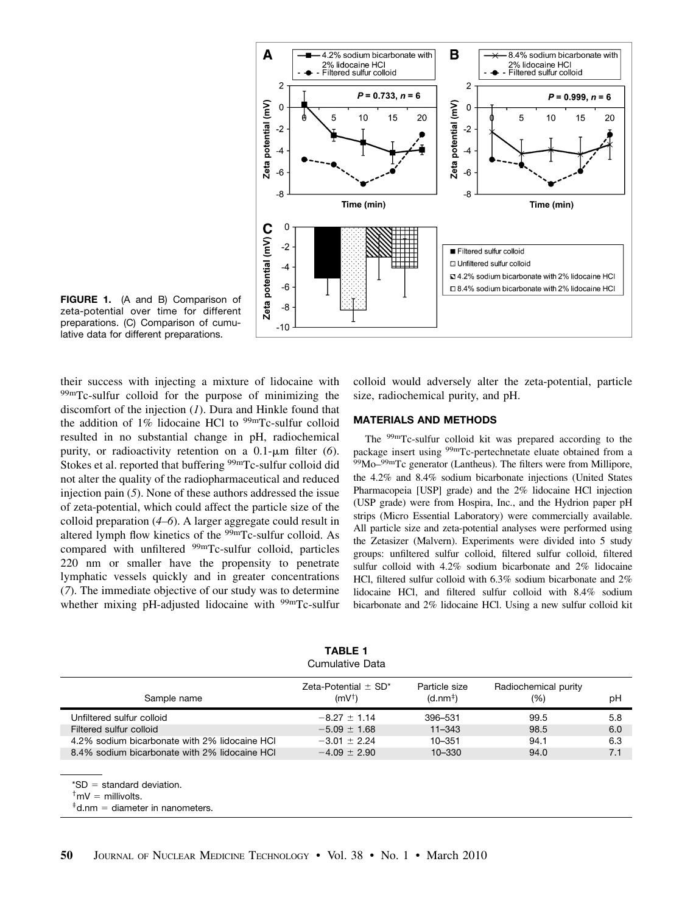FIGURE 1. (A and B) Comparison of zeta-potential over time for different preparations. (C) Comparison of cumulative data for different preparations.

their success with injecting a mixture of lidocaine with $^{99m}$Tc-sulfur colloid for the purpose of minimizing the discomfort of the injection (*1*). Dura and Hinkle found that the addition of 1% lidocaine HCl to $^{99m}$Tc-sulfur colloid resulted in no substantial change in pH, radiochemical purity, or radioactivity retention on a 0.1-μm filter (*6*). Stokes et al. reported that buffering $^{99m}$Tc-sulfur colloid did not alter the quality of the radiopharmaceutical and reduced injection pain (*5*). None of these authors addressed the issue of zeta-potential, which could affect the particle size of the colloid preparation (*4–6*). A larger aggregate could result in altered lymph flow kinetics of the $^{99m}$Tc-sulfur colloid. As compared with unfiltered $^{99m}$Tc-sulfur colloid, particles 220 nm or smaller have the propensity to penetrate lymphatic vessels quickly and in greater concentrations (*7*). The immediate objective of our study was to determine whether mixing pH-adjusted lidocaine with $^{99m}$Tc-sulfur colloid would adversely alter the zeta-potential, particle size, radiochemical purity, and pH.

## MATERIALS AND METHODS

The $^{99m}$Tc-sulfur colloid kit was prepared according to the package insert using $^{99m}$Tc-pertechnetate eluate obtained from a $^{99}$Mo–$^{99m}$Tc generator (Lantheus). The filters were from Millipore, the 4.2% and 8.4% sodium bicarbonate injections (United States Pharmacopeia [USP] grade) and the 2% lidocaine HCl injection (USP grade) were from Hospira, Inc., and the Hydrion paper pH strips (Micro Essential Laboratory) were commercially available. All particle size and zeta-potential analyses were performed using the Zetasizer (Malvern). Experiments were divided into 5 study groups: unfiltered sulfur colloid, filtered sulfur colloid, filtered sulfur colloid with 4.2% sodium bicarbonate and 2% lidocaine HCl, filtered sulfur colloid with 6.3% sodium bicarbonate and 2% lidocaine HCl, and filtered sulfur colloid with 8.4% sodium bicarbonate and 2% lidocaine HCl. Using a new sulfur colloid kit

**TABLE 1**
Cumulative Data

| Sample name | Zeta-Potential ± SD* (mV†) | Particle size (d.nm‡) | Radiochemical purity (%) | pH |
|---|---|---|---|---|
| Unfiltered sulfur colloid | −8.27 ± 1.14 | 396–531 | 99.5 | 5.8 |
| Filtered sulfur colloid | −5.09 ± 1.68 | 11–343 | 98.5 | 6.0 |
| 4.2% sodium bicarbonate with 2% lidocaine HCl | −3.01 ± 2.24 | 10–351 | 94.1 | 6.3 |
| 8.4% sodium bicarbonate with 2% lidocaine HCl | −4.09 ± 2.90 | 10–330 | 94.0 | 7.1 |

*SD = standard deviation.
†mV = millivolts.
‡d.nm = diameter in nanometers.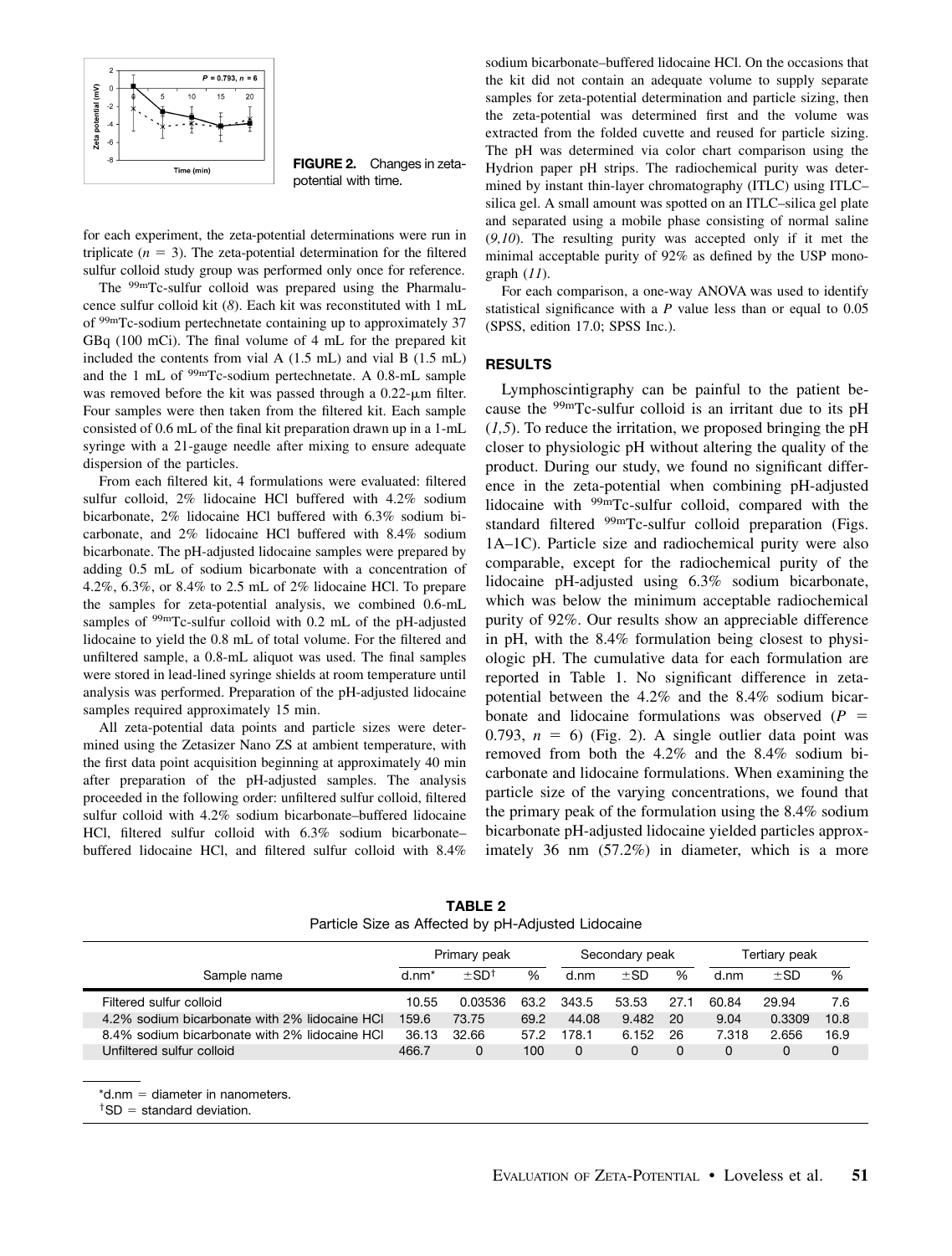FIGURE 2. Changes in zeta-potential with time.

for each experiment, the zeta-potential determinations were run in triplicate ($n = 3$). The zeta-potential determination for the filtered sulfur colloid study group was performed only once for reference.

The $^{99m}$Tc-sulfur colloid was prepared using the Pharmalucence sulfur colloid kit (8). Each kit was reconstituted with 1 mL of $^{99m}$Tc-sodium pertechnetate containing up to approximately 37 GBq (100 mCi). The final volume of 4 mL for the prepared kit included the contents from vial A (1.5 mL) and vial B (1.5 mL) and the 1 mL of $^{99m}$Tc-sodium pertechnetate. A 0.8-mL sample was removed before the kit was passed through a 0.22-μm filter. Four samples were then taken from the filtered kit. Each sample consisted of 0.6 mL of the final kit preparation drawn up in a 1-mL syringe with a 21-gauge needle after mixing to ensure adequate dispersion of the particles.

From each filtered kit, 4 formulations were evaluated: filtered sulfur colloid, 2% lidocaine HCl buffered with 4.2% sodium bicarbonate, 2% lidocaine HCl buffered with 6.3% sodium bicarbonate, and 2% lidocaine HCl buffered with 8.4% sodium bicarbonate. The pH-adjusted lidocaine samples were prepared by adding 0.5 mL of sodium bicarbonate with a concentration of 4.2%, 6.3%, or 8.4% to 2.5 mL of 2% lidocaine HCl. To prepare the samples for zeta-potential analysis, we combined 0.6-mL samples of $^{99m}$Tc-sulfur colloid with 0.2 mL of the pH-adjusted lidocaine to yield the 0.8 mL of total volume. For the filtered and unfiltered sample, a 0.8-mL aliquot was used. The final samples were stored in lead-lined syringe shields at room temperature until analysis was performed. Preparation of the pH-adjusted lidocaine samples required approximately 15 min.

All zeta-potential data points and particle sizes were determined using the Zetasizer Nano ZS at ambient temperature, with the first data point acquisition beginning at approximately 40 min after preparation of the pH-adjusted samples. The analysis proceeded in the following order: unfiltered sulfur colloid, filtered sulfur colloid with 4.2% sodium bicarbonate–buffered lidocaine HCl, filtered sulfur colloid with 6.3% sodium bicarbonate–buffered lidocaine HCl, and filtered sulfur colloid with 8.4% sodium bicarbonate–buffered lidocaine HCl. On the occasions that the kit did not contain an adequate volume to supply separate samples for zeta-potential determination and particle sizing, then the zeta-potential was determined first and the volume was extracted from the folded cuvette and reused for particle sizing. The pH was determined via color chart comparison using the Hydrion paper pH strips. The radiochemical purity was determined by instant thin-layer chromatography (ITLC) using ITLC–silica gel. A small amount was spotted on an ITLC–silica gel plate and separated using a mobile phase consisting of normal saline (9,10). The resulting purity was accepted only if it met the minimal acceptable purity of 92% as defined by the USP monograph (11).

For each comparison, a one-way ANOVA was used to identify statistical significance with a $P$ value less than or equal to 0.05 (SPSS, edition 17.0; SPSS Inc.).

## RESULTS

Lymphoscintigraphy can be painful to the patient because the $^{99m}$Tc-sulfur colloid is an irritant due to its pH (1,5). To reduce the irritation, we proposed bringing the pH closer to physiologic pH without altering the quality of the product. During our study, we found no significant difference in the zeta-potential when combining pH-adjusted lidocaine with $^{99m}$Tc-sulfur colloid, compared with the standard filtered $^{99m}$Tc-sulfur colloid preparation (Figs. 1A–1C). Particle size and radiochemical purity were also comparable, except for the radiochemical purity of the lidocaine pH-adjusted using 6.3% sodium bicarbonate, which was below the minimum acceptable radiochemical purity of 92%. Our results show an appreciable difference in pH, with the 8.4% formulation being closest to physiologic pH. The cumulative data for each formulation are reported in Table 1. No significant difference in zeta-potential between the 4.2% and the 8.4% sodium bicarbonate and lidocaine formulations was observed ($P = 0.793$, $n = 6$) (Fig. 2). A single outlier data point was removed from both the 4.2% and the 8.4% sodium bicarbonate and lidocaine formulations. When examining the particle size of the varying concentrations, we found that the primary peak of the formulation using the 8.4% sodium bicarbonate pH-adjusted lidocaine yielded particles approximately 36 nm (57.2%) in diameter, which is a more

**TABLE 2**
Particle Size as Affected by pH-Adjusted Lidocaine

| Sample name | Primary peak | | | Secondary peak | | | Tertiary peak | | |
|---|---|---|---|---|---|---|---|---|---|
| | d.nm* | ±SD† | % | d.nm | ±SD | % | d.nm | ±SD | % |
| Filtered sulfur colloid | 10.55 | 0.03536 | 63.2 | 343.5 | 53.53 | 27.1 | 60.84 | 29.94 | 7.6 |
| 4.2% sodium bicarbonate with 2% lidocaine HCl | 159.6 | 73.75 | 69.2 | 44.08 | 9.482 | 20 | 9.04 | 0.3309 | 10.8 |
| 8.4% sodium bicarbonate with 2% lidocaine HCl | 36.13 | 32.66 | 57.2 | 178.1 | 6.152 | 26 | 7.318 | 2.656 | 16.9 |
| Unfiltered sulfur colloid | 466.7 | 0 | 100 | 0 | 0 | 0 | 0 | 0 | 0 |

*d.nm = diameter in nanometers.
†SD = standard deviation.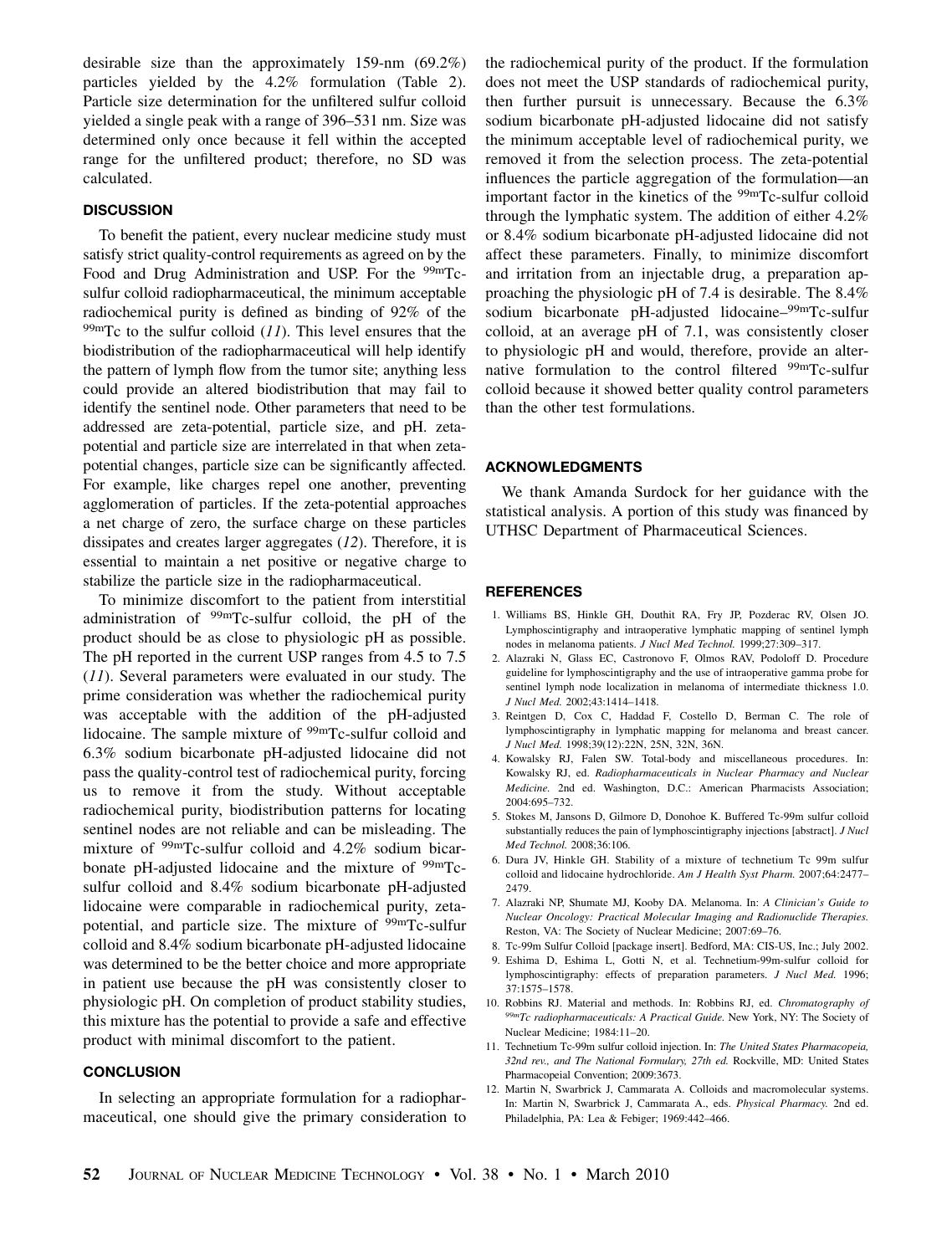desirable size than the approximately 159-nm (69.2%) particles yielded by the 4.2% formulation (Table 2). Particle size determination for the unfiltered sulfur colloid yielded a single peak with a range of 396–531 nm. Size was determined only once because it fell within the accepted range for the unfiltered product; therefore, no SD was calculated.

## DISCUSSION

To benefit the patient, every nuclear medicine study must satisfy strict quality-control requirements as agreed on by the Food and Drug Administration and USP. For the $^{99m}$Tc-sulfur colloid radiopharmaceutical, the minimum acceptable radiochemical purity is defined as binding of 92% of the $^{99m}$Tc to the sulfur colloid (*11*). This level ensures that the biodistribution of the radiopharmaceutical will help identify the pattern of lymph flow from the tumor site; anything less could provide an altered biodistribution that may fail to identify the sentinel node. Other parameters that need to be addressed are zeta-potential, particle size, and pH. zeta-potential and particle size are interrelated in that when zeta-potential changes, particle size can be significantly affected. For example, like charges repel one another, preventing agglomeration of particles. If the zeta-potential approaches a net charge of zero, the surface charge on these particles dissipates and creates larger aggregates (*12*). Therefore, it is essential to maintain a net positive or negative charge to stabilize the particle size in the radiopharmaceutical.

To minimize discomfort to the patient from interstitial administration of $^{99m}$Tc-sulfur colloid, the pH of the product should be as close to physiologic pH as possible. The pH reported in the current USP ranges from 4.5 to 7.5 (*11*). Several parameters were evaluated in our study. The prime consideration was whether the radiochemical purity was acceptable with the addition of the pH-adjusted lidocaine. The sample mixture of $^{99m}$Tc-sulfur colloid and 6.3% sodium bicarbonate pH-adjusted lidocaine did not pass the quality-control test of radiochemical purity, forcing us to remove it from the study. Without acceptable radiochemical purity, biodistribution patterns for locating sentinel nodes are not reliable and can be misleading. The mixture of $^{99m}$Tc-sulfur colloid and 4.2% sodium bicarbonate pH-adjusted lidocaine and the mixture of $^{99m}$Tc-sulfur colloid and 8.4% sodium bicarbonate pH-adjusted lidocaine were comparable in radiochemical purity, zeta-potential, and particle size. The mixture of $^{99m}$Tc-sulfur colloid and 8.4% sodium bicarbonate pH-adjusted lidocaine was determined to be the better choice and more appropriate in patient use because the pH was consistently closer to physiologic pH. On completion of product stability studies, this mixture has the potential to provide a safe and effective product with minimal discomfort to the patient.

## CONCLUSION

In selecting an appropriate formulation for a radiopharmaceutical, one should give the primary consideration to the radiochemical purity of the product. If the formulation does not meet the USP standards of radiochemical purity, then further pursuit is unnecessary. Because the 6.3% sodium bicarbonate pH-adjusted lidocaine did not satisfy the minimum acceptable level of radiochemical purity, we removed it from the selection process. The zeta-potential influences the particle aggregation of the formulation—an important factor in the kinetics of the $^{99m}$Tc-sulfur colloid through the lymphatic system. The addition of either 4.2% or 8.4% sodium bicarbonate pH-adjusted lidocaine did not affect these parameters. Finally, to minimize discomfort and irritation from an injectable drug, a preparation approaching the physiologic pH of 7.4 is desirable. The 8.4% sodium bicarbonate pH-adjusted lidocaine–$^{99m}$Tc-sulfur colloid, at an average pH of 7.1, was consistently closer to physiologic pH and would, therefore, provide an alternative formulation to the control filtered $^{99m}$Tc-sulfur colloid because it showed better quality control parameters than the other test formulations.

## ACKNOWLEDGMENTS

We thank Amanda Surdock for her guidance with the statistical analysis. A portion of this study was financed by UTHSC Department of Pharmaceutical Sciences.

## REFERENCES

1. Williams BS, Hinkle GH, Douthit RA, Fry JP, Pozderac RV, Olsen JO. Lymphoscintigraphy and intraoperative lymphatic mapping of sentinel lymph nodes in melanoma patients. *J Nucl Med Technol.* 1999;27:309–317.
2. Alazraki N, Glass EC, Castronovo F, Olmos RAV, Podoloff D. Procedure guideline for lymphoscintigraphy and the use of intraoperative gamma probe for sentinel lymph node localization in melanoma of intermediate thickness 1.0. *J Nucl Med.* 2002;43:1414–1418.
3. Reintgen D, Cox C, Haddad F, Costello D, Berman C. The role of lymphoscintigraphy in lymphatic mapping for melanoma and breast cancer. *J Nucl Med.* 1998;39(12):22N, 25N, 32N, 36N.
4. Kowalsky RJ, Falen SW. Total-body and miscellaneous procedures. In: Kowalsky RJ, ed. *Radiopharmaceuticals in Nuclear Pharmacy and Nuclear Medicine.* 2nd ed. Washington, D.C.: American Pharmacists Association; 2004:695–732.
5. Stokes M, Jansons D, Gilmore D, Donohoe K. Buffered Tc-99m sulfur colloid substantially reduces the pain of lymphoscintigraphy injections [abstract]. *J Nucl Med Technol.* 2008;36:106.
6. Dura JV, Hinkle GH. Stability of a mixture of technetium Tc 99m sulfur colloid and lidocaine hydrochloride. *Am J Health Syst Pharm.* 2007;64:2477–2479.
7. Alazraki NP, Shumate MJ, Kooby DA. Melanoma. In: *A Clinician's Guide to Nuclear Oncology: Practical Molecular Imaging and Radionuclide Therapies.* Reston, VA: The Society of Nuclear Medicine; 2007:69–76.
8. Tc-99m Sulfur Colloid [package insert]. Bedford, MA: CIS-US, Inc.; July 2002.
9. Eshima D, Eshima L, Gotti N, et al. Technetium-99m-sulfur colloid for lymphoscintigraphy: effects of preparation parameters. *J Nucl Med.* 1996; 37:1575–1578.
10. Robbins RJ. Material and methods. In: Robbins RJ, ed. *Chromatography of $^{99m}$Tc radiopharmaceuticals: A Practical Guide.* New York, NY: The Society of Nuclear Medicine; 1984:11–20.
11. Technetium Tc-99m sulfur colloid injection. In: *The United States Pharmacopeia, 32nd rev., and The National Formulary, 27th ed.* Rockville, MD: United States Pharmacopeial Convention; 2009:3673.
12. Martin N, Swarbrick J, Cammarata A. Colloids and macromolecular systems. In: Martin N, Swarbrick J, Cammarata A., eds. *Physical Pharmacy.* 2nd ed. Philadelphia, PA: Lea & Febiger; 1969:442–466.